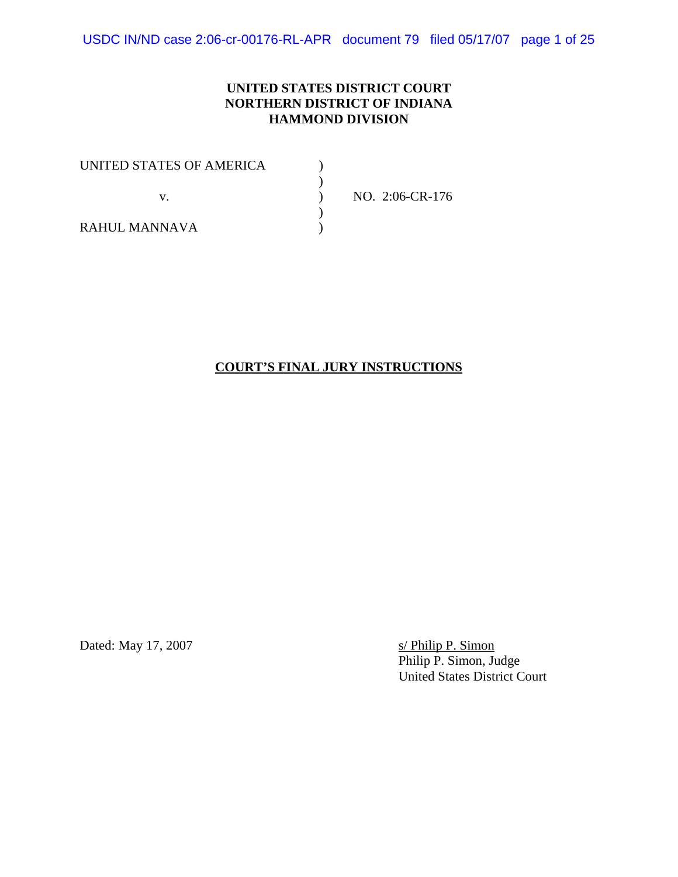**UNITED STATES DISTRICT COURT**
**NORTHERN DISTRICT OF INDIANA**
**HAMMOND DIVISION**

| | | |
|---|---|---|
| UNITED STATES OF AMERICA | ) | |
| | ) | |
| v. | ) | NO. 2:06-CR-176 |
| | ) | |
| RAHUL MANNAVA | ) | |

**COURT'S FINAL JURY INSTRUCTIONS**

Dated: May 17, 2007

s/ Philip P. Simon
Philip P. Simon, Judge
United States District Court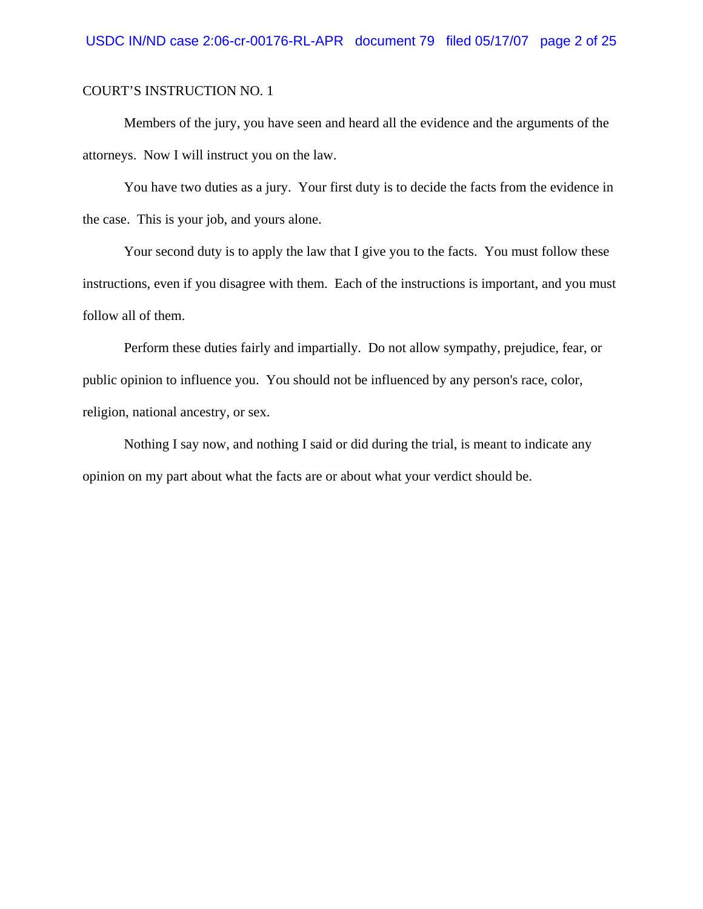COURT'S INSTRUCTION NO. 1

Members of the jury, you have seen and heard all the evidence and the arguments of the attorneys. Now I will instruct you on the law.

You have two duties as a jury. Your first duty is to decide the facts from the evidence in the case. This is your job, and yours alone.

Your second duty is to apply the law that I give you to the facts. You must follow these instructions, even if you disagree with them. Each of the instructions is important, and you must follow all of them.

Perform these duties fairly and impartially. Do not allow sympathy, prejudice, fear, or public opinion to influence you. You should not be influenced by any person's race, color, religion, national ancestry, or sex.

Nothing I say now, and nothing I said or did during the trial, is meant to indicate any opinion on my part about what the facts are or about what your verdict should be.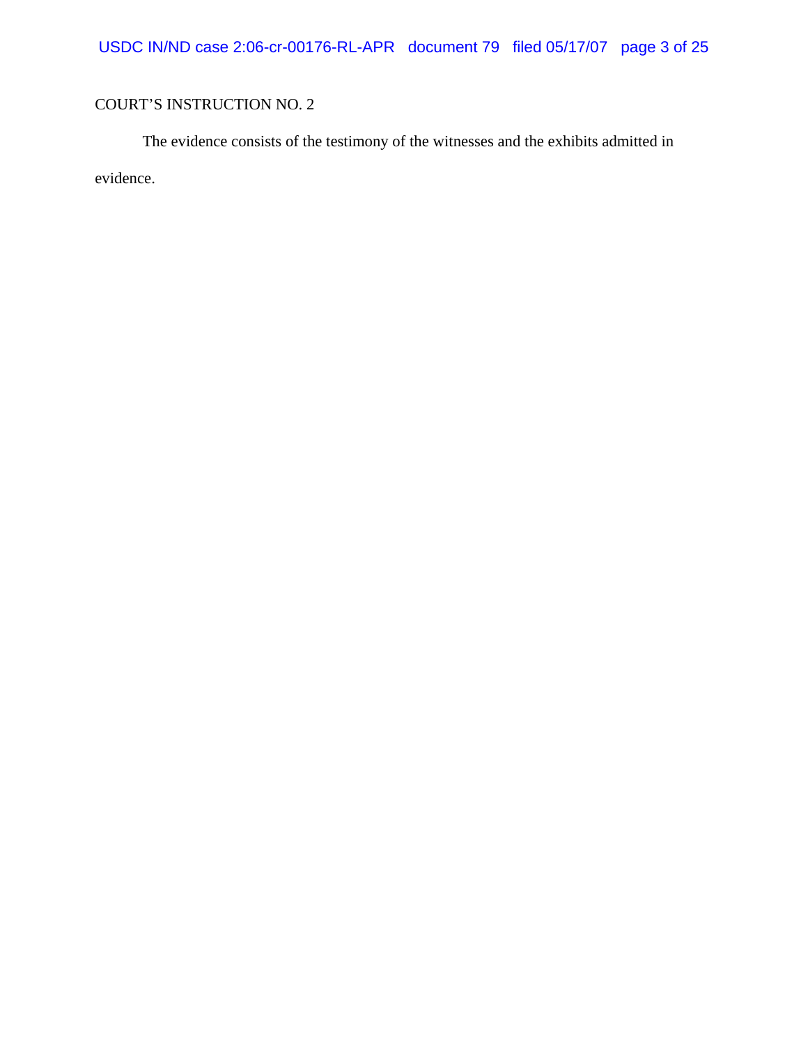COURT'S INSTRUCTION NO. 2

The evidence consists of the testimony of the witnesses and the exhibits admitted in evidence.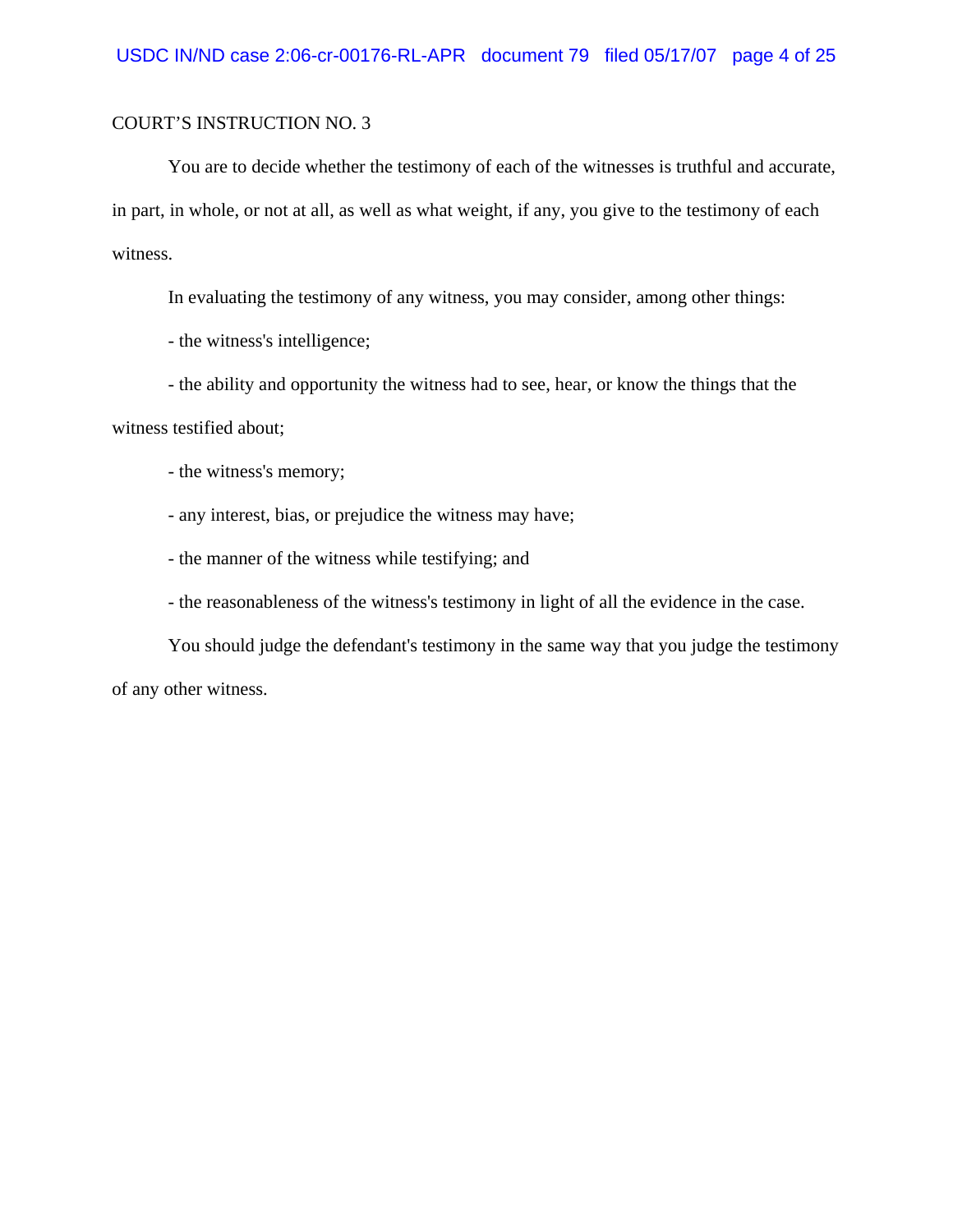COURT'S INSTRUCTION NO. 3

You are to decide whether the testimony of each of the witnesses is truthful and accurate, in part, in whole, or not at all, as well as what weight, if any, you give to the testimony of each witness.

In evaluating the testimony of any witness, you may consider, among other things:

- the witness's intelligence;
- the ability and opportunity the witness had to see, hear, or know the things that the witness testified about;
- the witness's memory;
- any interest, bias, or prejudice the witness may have;
- the manner of the witness while testifying; and
- the reasonableness of the witness's testimony in light of all the evidence in the case.

You should judge the defendant's testimony in the same way that you judge the testimony of any other witness.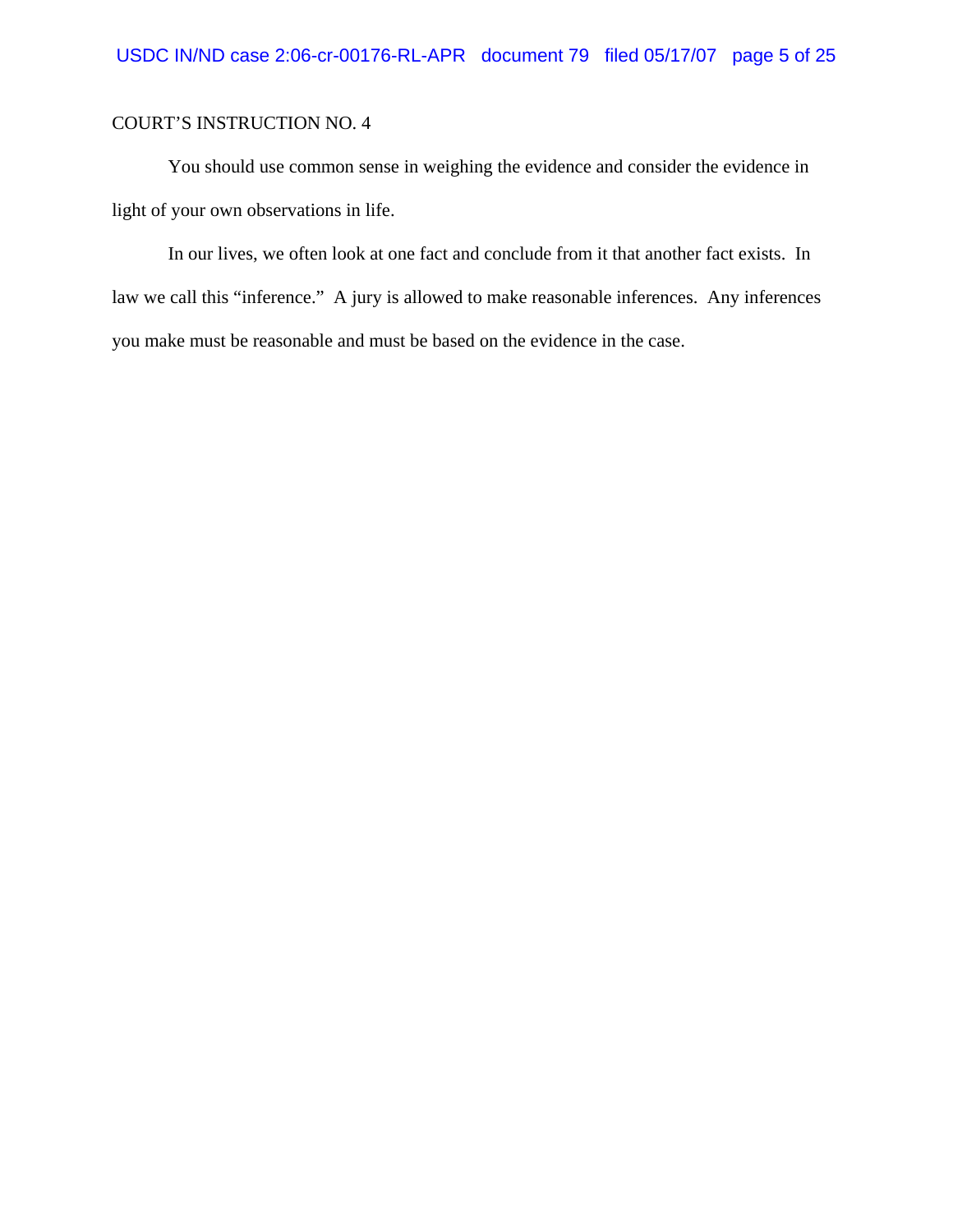COURT’S INSTRUCTION NO. 4

You should use common sense in weighing the evidence and consider the evidence in light of your own observations in life.

In our lives, we often look at one fact and conclude from it that another fact exists. In law we call this “inference.” A jury is allowed to make reasonable inferences. Any inferences you make must be reasonable and must be based on the evidence in the case.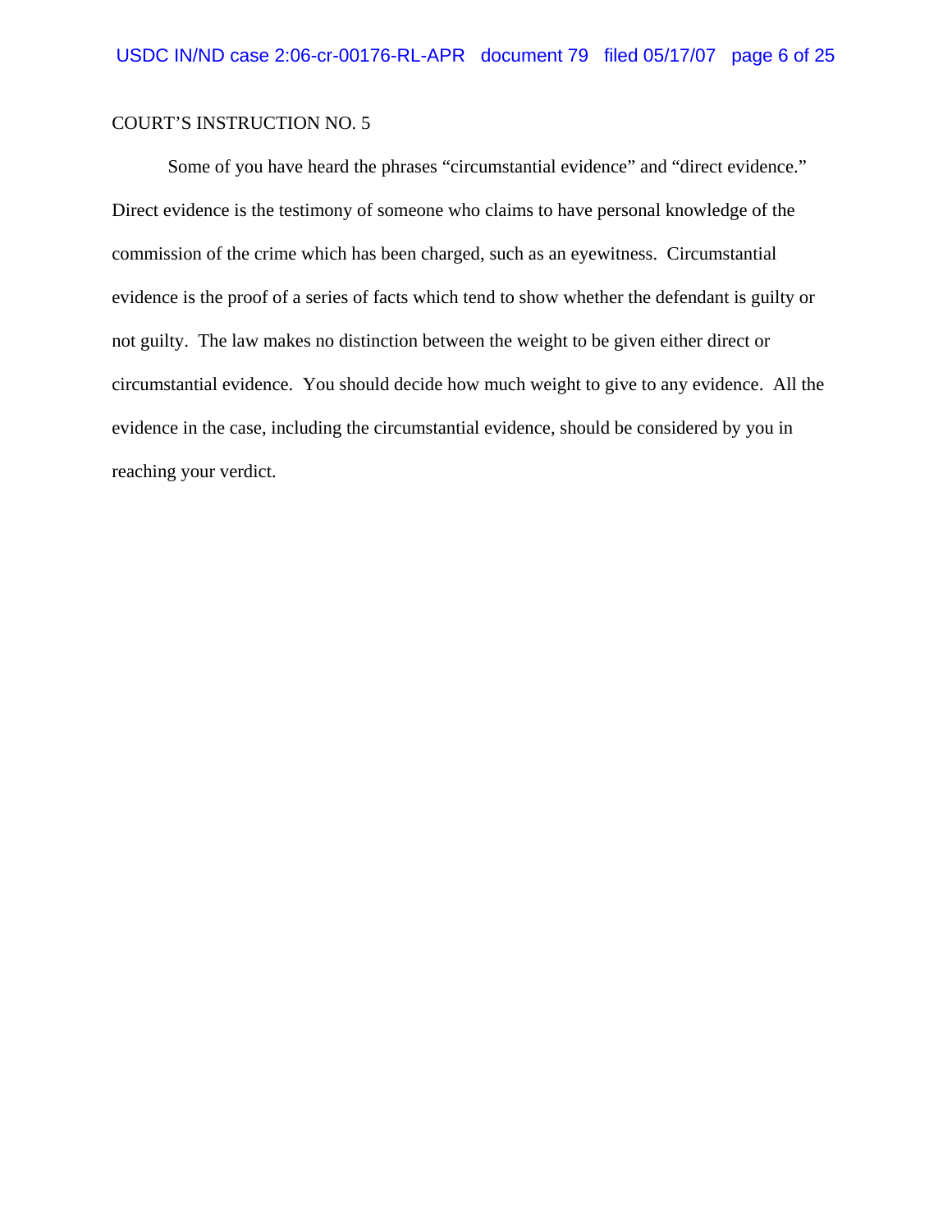COURT'S INSTRUCTION NO. 5

Some of you have heard the phrases "circumstantial evidence" and "direct evidence." Direct evidence is the testimony of someone who claims to have personal knowledge of the commission of the crime which has been charged, such as an eyewitness. Circumstantial evidence is the proof of a series of facts which tend to show whether the defendant is guilty or not guilty. The law makes no distinction between the weight to be given either direct or circumstantial evidence. You should decide how much weight to give to any evidence. All the evidence in the case, including the circumstantial evidence, should be considered by you in reaching your verdict.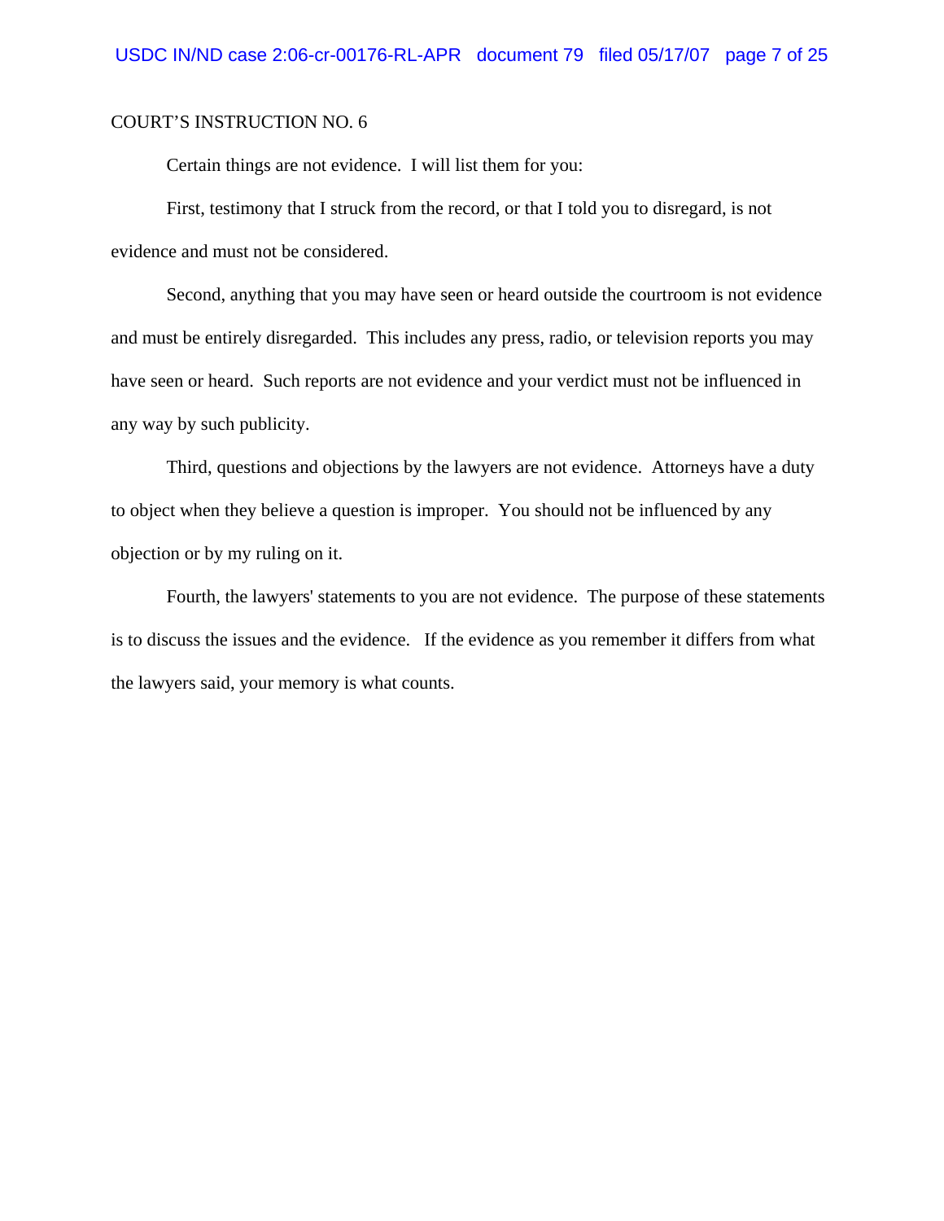COURT'S INSTRUCTION NO. 6

Certain things are not evidence. I will list them for you:

First, testimony that I struck from the record, or that I told you to disregard, is not evidence and must not be considered.

Second, anything that you may have seen or heard outside the courtroom is not evidence and must be entirely disregarded. This includes any press, radio, or television reports you may have seen or heard. Such reports are not evidence and your verdict must not be influenced in any way by such publicity.

Third, questions and objections by the lawyers are not evidence. Attorneys have a duty to object when they believe a question is improper. You should not be influenced by any objection or by my ruling on it.

Fourth, the lawyers' statements to you are not evidence. The purpose of these statements is to discuss the issues and the evidence. If the evidence as you remember it differs from what the lawyers said, your memory is what counts.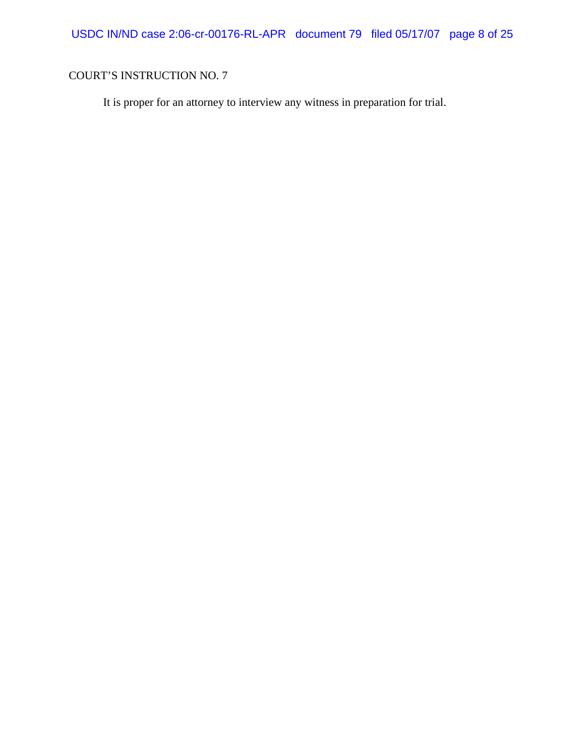COURT'S INSTRUCTION NO. 7

It is proper for an attorney to interview any witness in preparation for trial.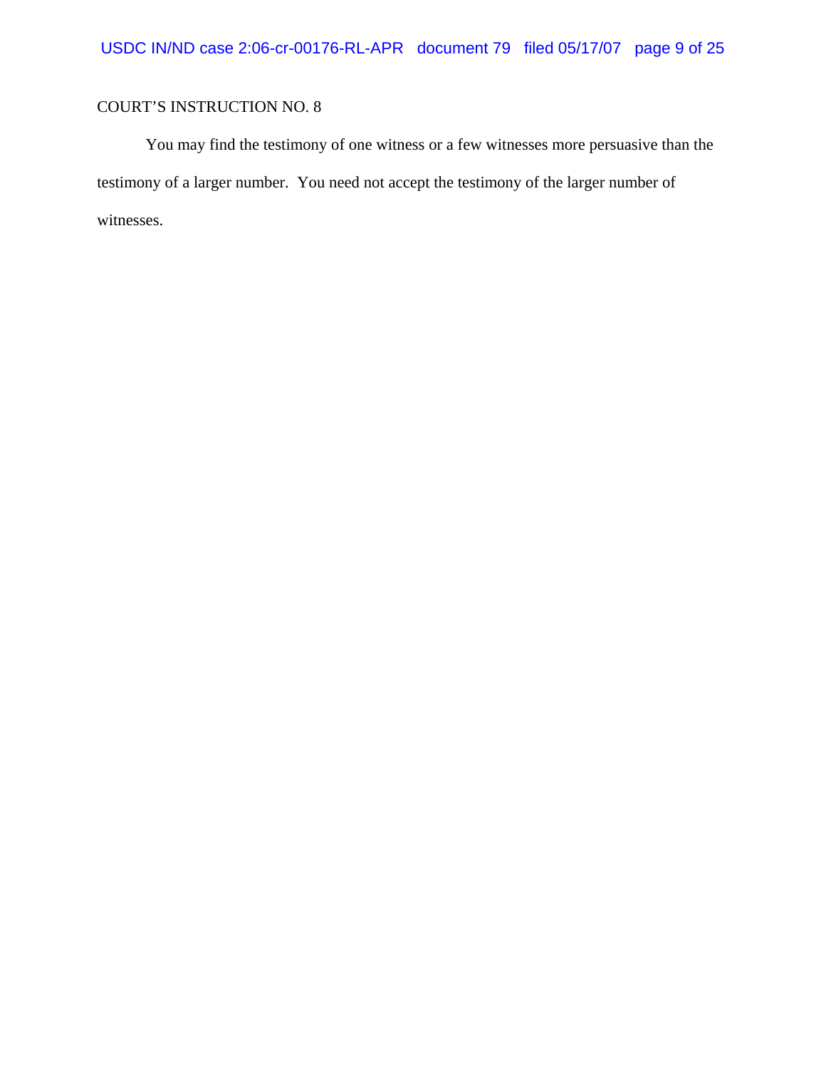COURT'S INSTRUCTION NO. 8

You may find the testimony of one witness or a few witnesses more persuasive than the testimony of a larger number. You need not accept the testimony of the larger number of witnesses.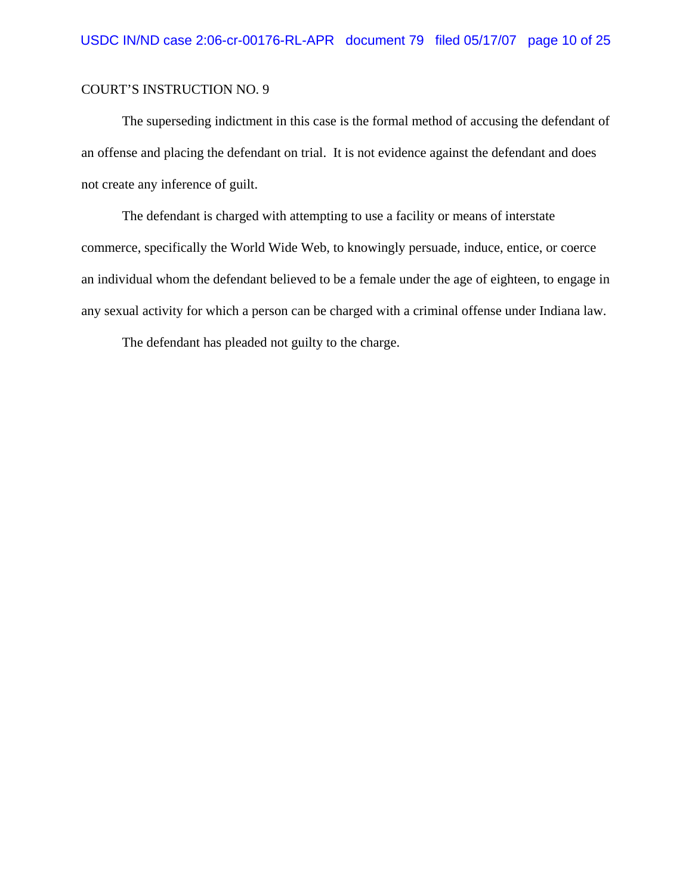COURT'S INSTRUCTION NO. 9

The superseding indictment in this case is the formal method of accusing the defendant of an offense and placing the defendant on trial. It is not evidence against the defendant and does not create any inference of guilt.

The defendant is charged with attempting to use a facility or means of interstate commerce, specifically the World Wide Web, to knowingly persuade, induce, entice, or coerce an individual whom the defendant believed to be a female under the age of eighteen, to engage in any sexual activity for which a person can be charged with a criminal offense under Indiana law.

The defendant has pleaded not guilty to the charge.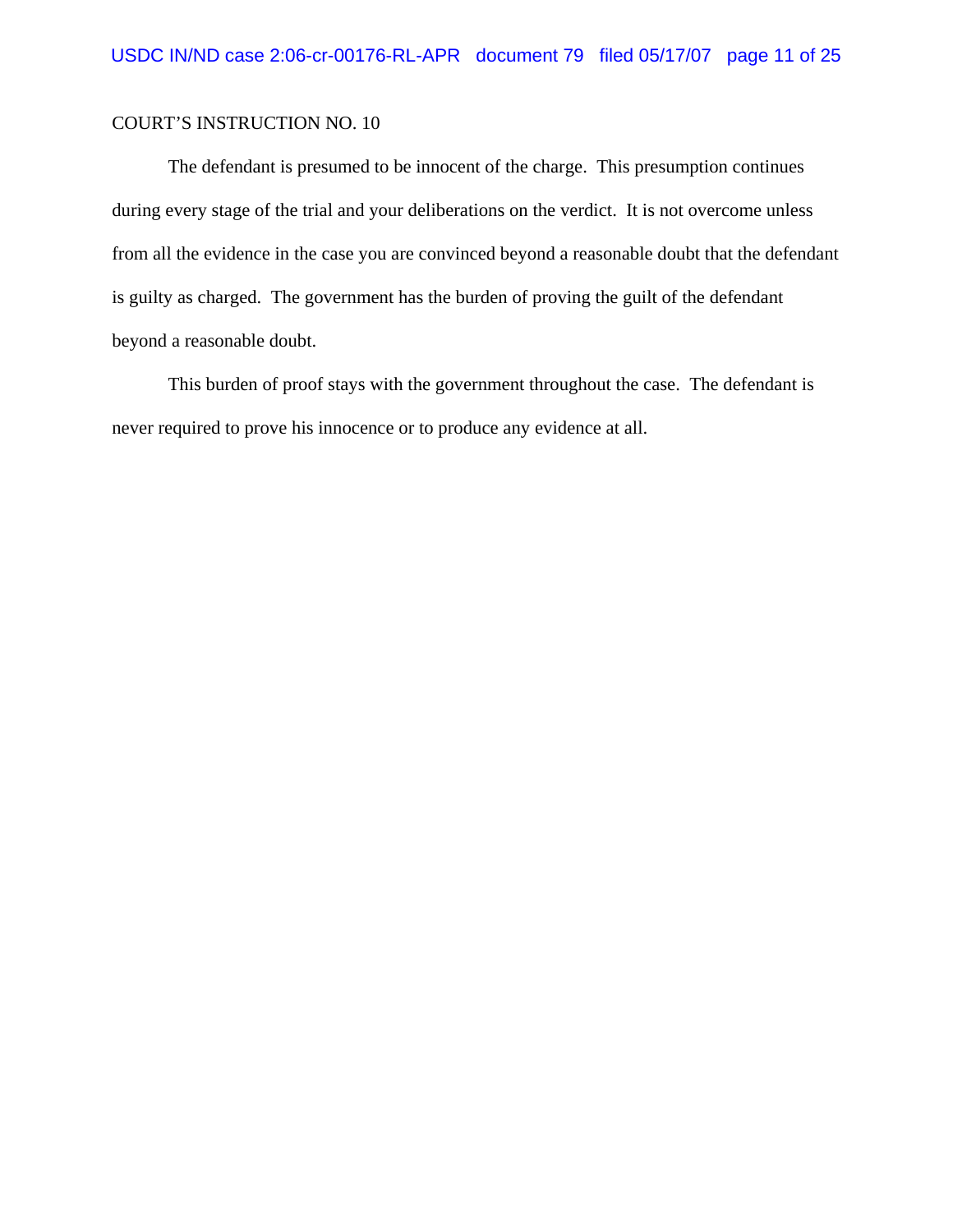COURT'S INSTRUCTION NO. 10

The defendant is presumed to be innocent of the charge. This presumption continues during every stage of the trial and your deliberations on the verdict. It is not overcome unless from all the evidence in the case you are convinced beyond a reasonable doubt that the defendant is guilty as charged. The government has the burden of proving the guilt of the defendant beyond a reasonable doubt.

This burden of proof stays with the government throughout the case. The defendant is never required to prove his innocence or to produce any evidence at all.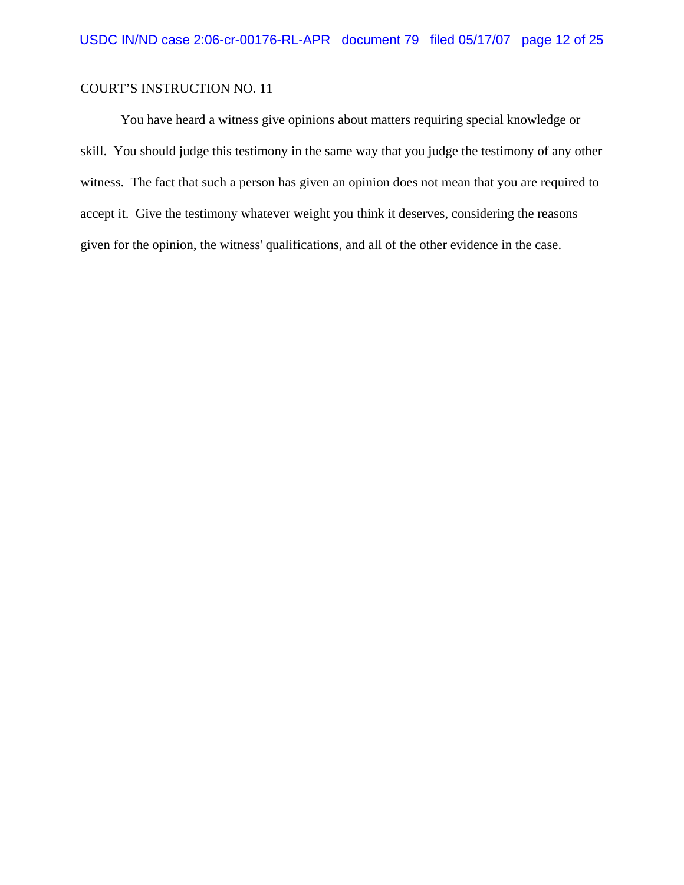COURT'S INSTRUCTION NO. 11

You have heard a witness give opinions about matters requiring special knowledge or skill. You should judge this testimony in the same way that you judge the testimony of any other witness. The fact that such a person has given an opinion does not mean that you are required to accept it. Give the testimony whatever weight you think it deserves, considering the reasons given for the opinion, the witness' qualifications, and all of the other evidence in the case.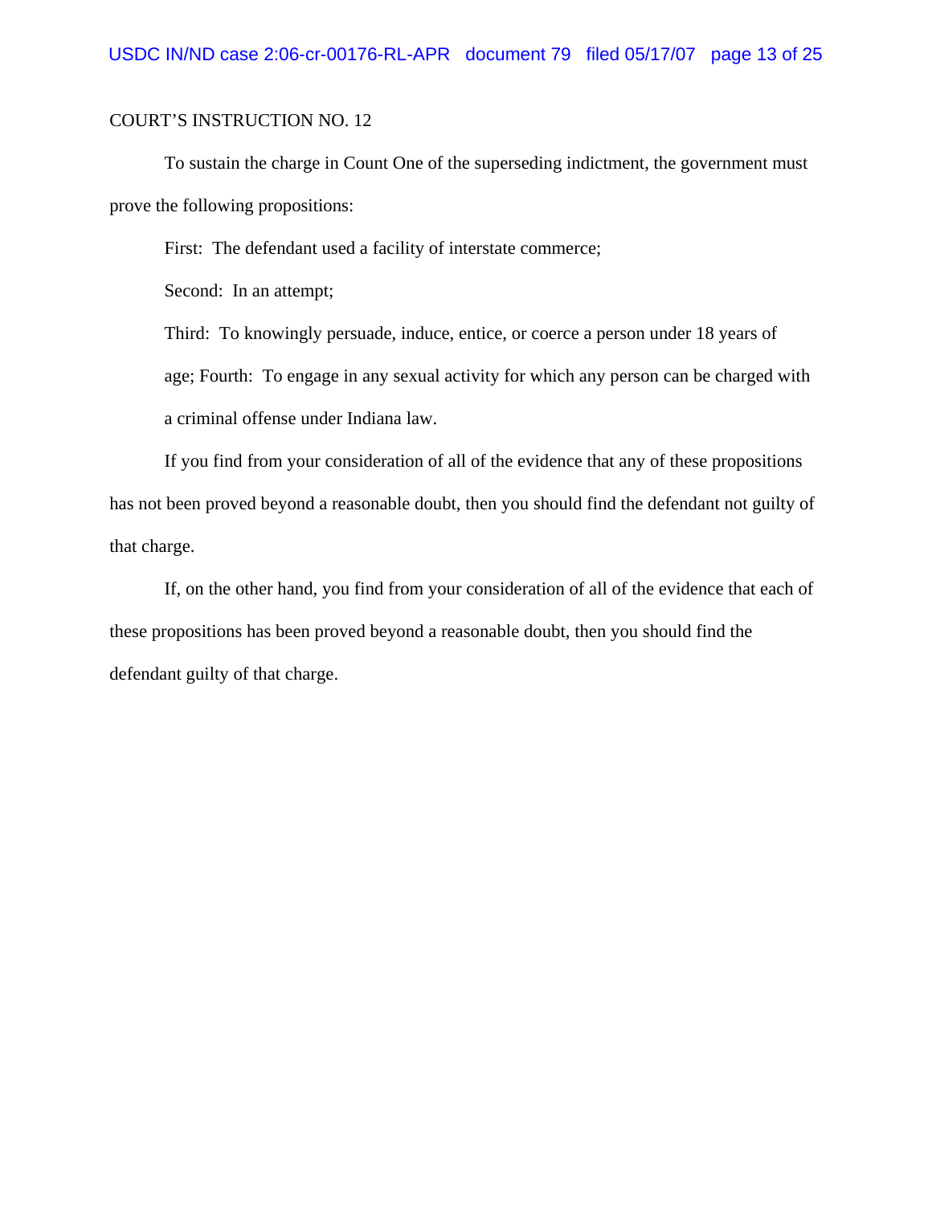COURT'S INSTRUCTION NO. 12

To sustain the charge in Count One of the superseding indictment, the government must prove the following propositions:

First: The defendant used a facility of interstate commerce;

Second: In an attempt;

Third: To knowingly persuade, induce, entice, or coerce a person under 18 years of age; Fourth: To engage in any sexual activity for which any person can be charged with a criminal offense under Indiana law.

If you find from your consideration of all of the evidence that any of these propositions has not been proved beyond a reasonable doubt, then you should find the defendant not guilty of that charge.

If, on the other hand, you find from your consideration of all of the evidence that each of these propositions has been proved beyond a reasonable doubt, then you should find the defendant guilty of that charge.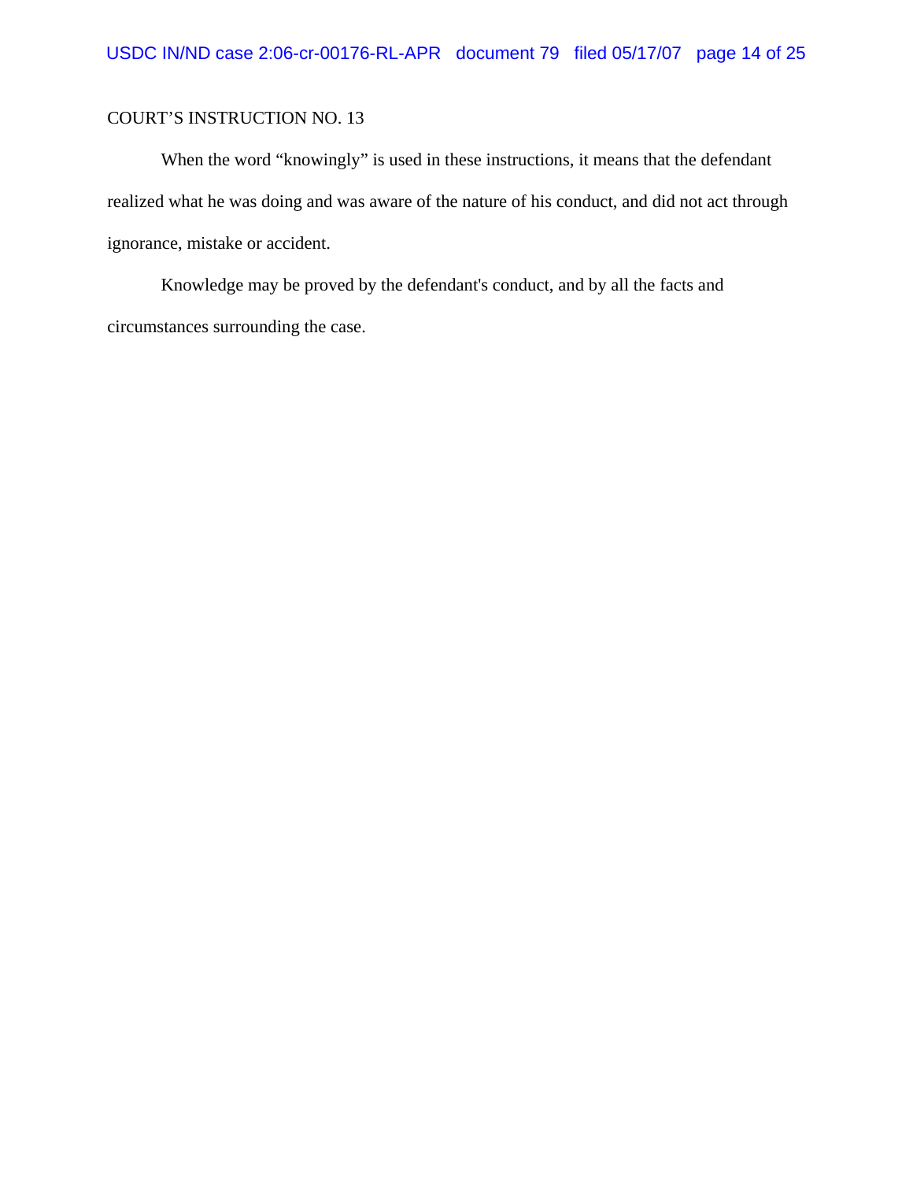COURT'S INSTRUCTION NO. 13

When the word "knowingly" is used in these instructions, it means that the defendant realized what he was doing and was aware of the nature of his conduct, and did not act through ignorance, mistake or accident.

Knowledge may be proved by the defendant's conduct, and by all the facts and circumstances surrounding the case.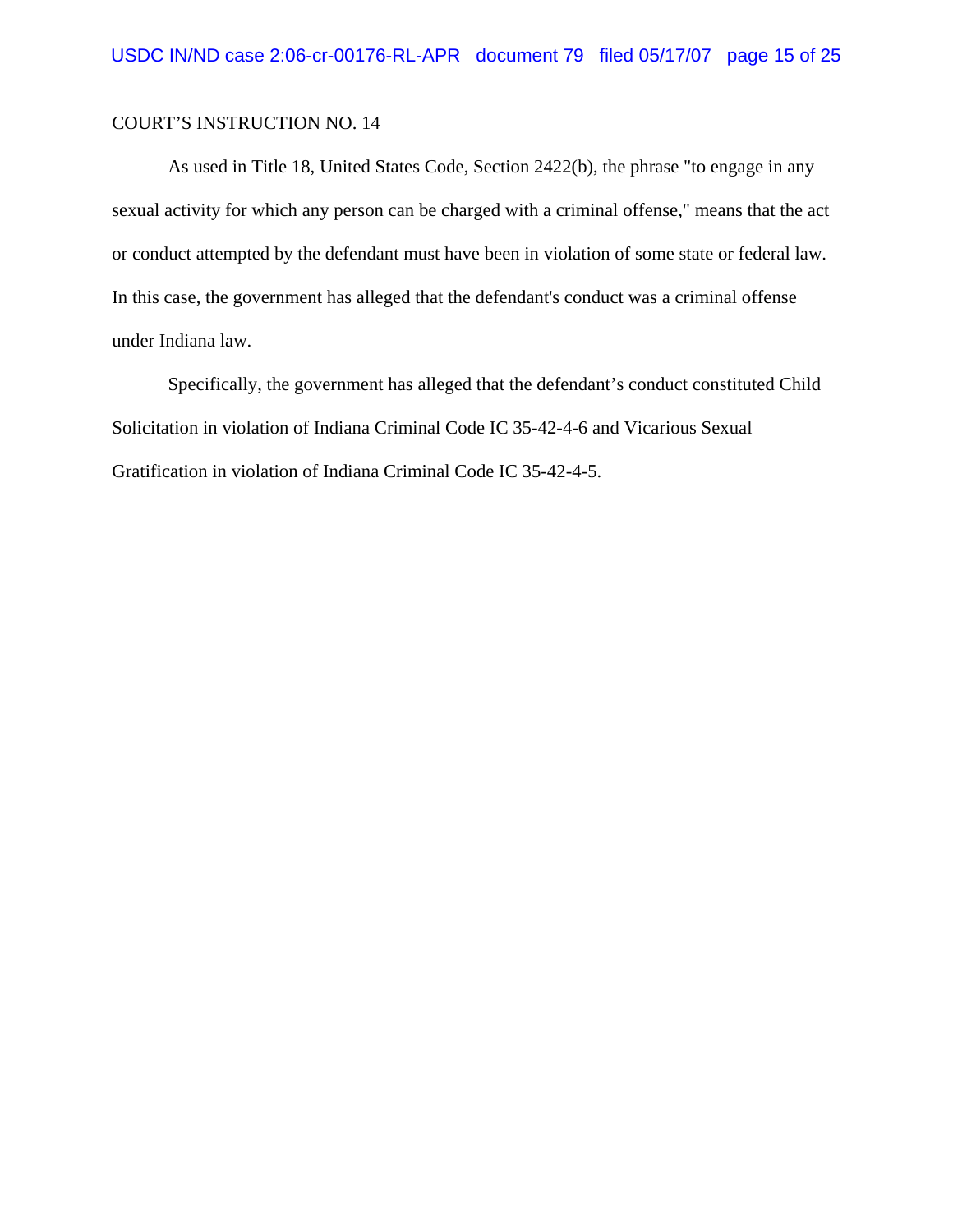COURT'S INSTRUCTION NO. 14

As used in Title 18, United States Code, Section 2422(b), the phrase "to engage in any sexual activity for which any person can be charged with a criminal offense," means that the act or conduct attempted by the defendant must have been in violation of some state or federal law. In this case, the government has alleged that the defendant's conduct was a criminal offense under Indiana law.

Specifically, the government has alleged that the defendant's conduct constituted Child Solicitation in violation of Indiana Criminal Code IC 35-42-4-6 and Vicarious Sexual Gratification in violation of Indiana Criminal Code IC 35-42-4-5.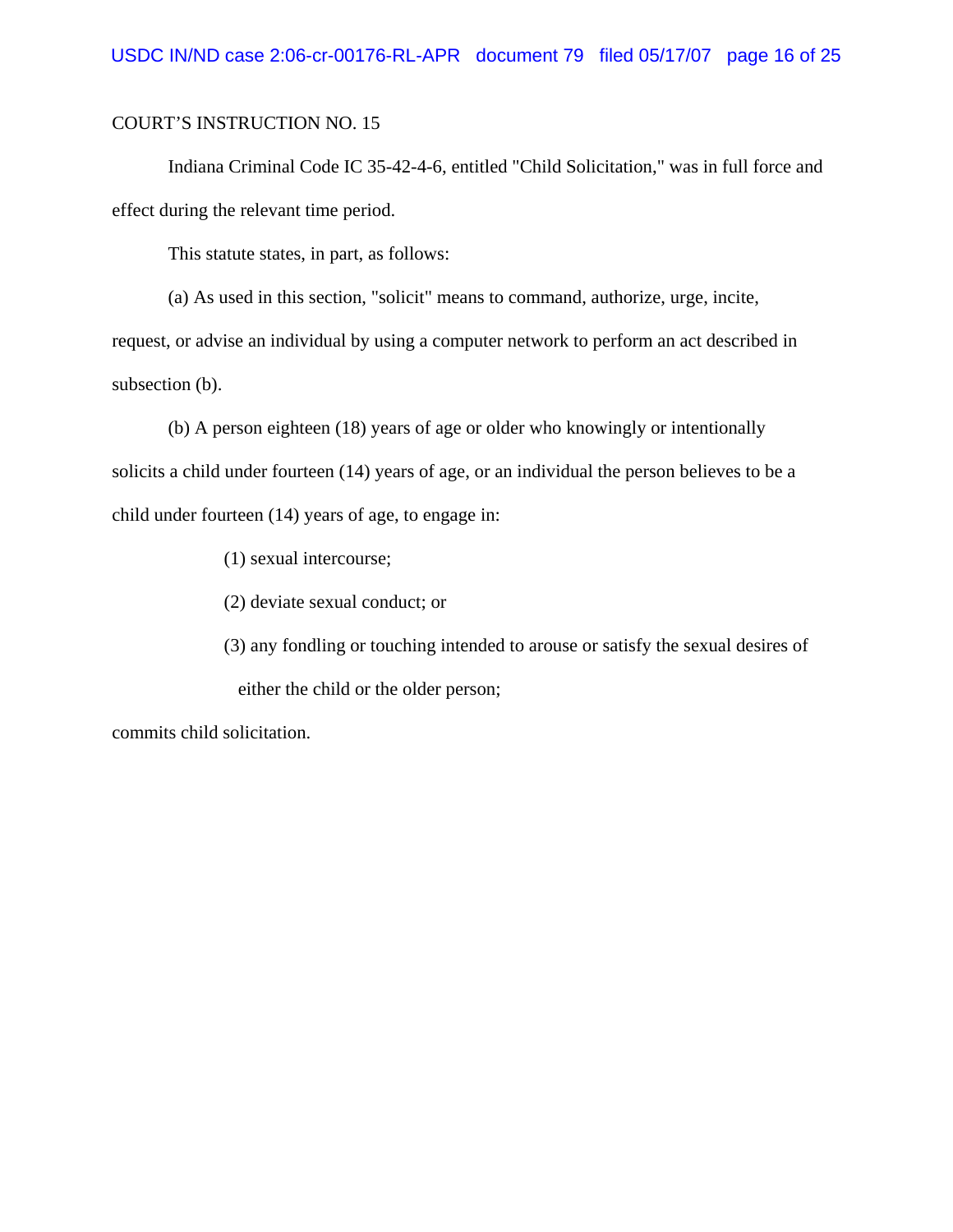COURT'S INSTRUCTION NO. 15

Indiana Criminal Code IC 35-42-4-6, entitled "Child Solicitation," was in full force and effect during the relevant time period.

This statute states, in part, as follows:

(a) As used in this section, "solicit" means to command, authorize, urge, incite, request, or advise an individual by using a computer network to perform an act described in subsection (b).

(b) A person eighteen (18) years of age or older who knowingly or intentionally solicits a child under fourteen (14) years of age, or an individual the person believes to be a child under fourteen (14) years of age, to engage in:

> (1) sexual intercourse;
>
> (2) deviate sexual conduct; or
>
> (3) any fondling or touching intended to arouse or satisfy the sexual desires of either the child or the older person;

commits child solicitation.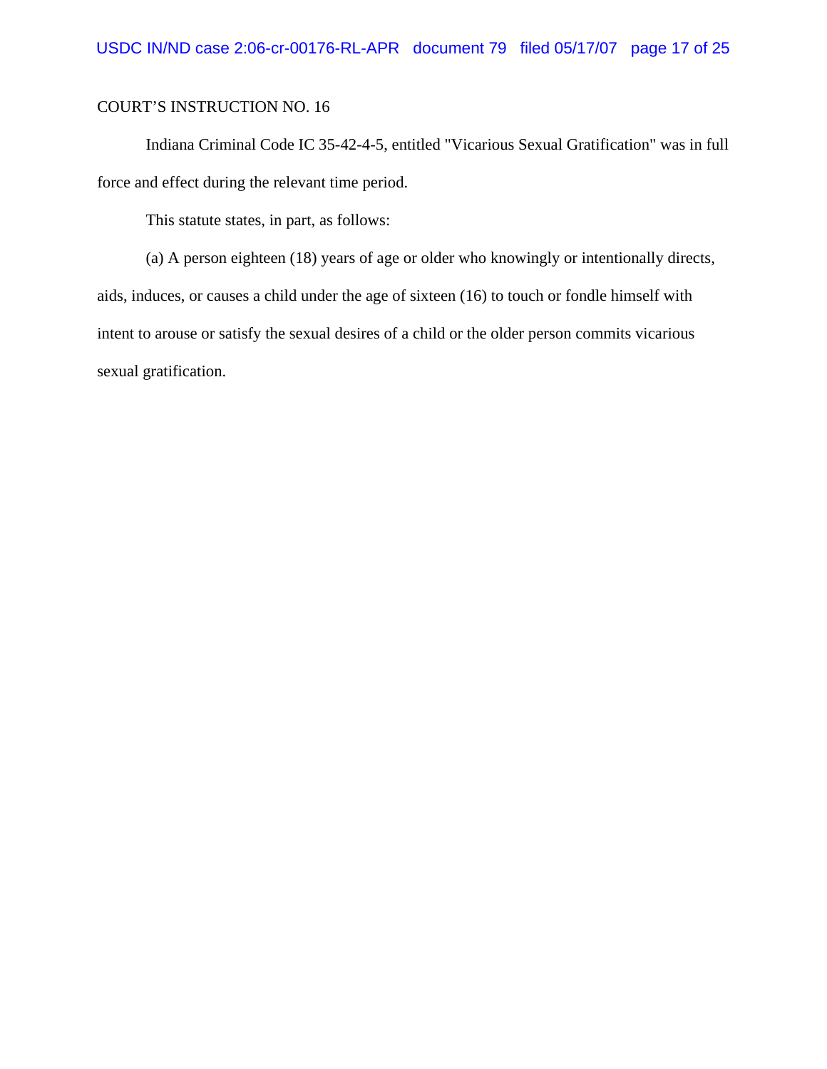COURT'S INSTRUCTION NO. 16

Indiana Criminal Code IC 35-42-4-5, entitled "Vicarious Sexual Gratification" was in full force and effect during the relevant time period.

This statute states, in part, as follows:

(a) A person eighteen (18) years of age or older who knowingly or intentionally directs, aids, induces, or causes a child under the age of sixteen (16) to touch or fondle himself with intent to arouse or satisfy the sexual desires of a child or the older person commits vicarious sexual gratification.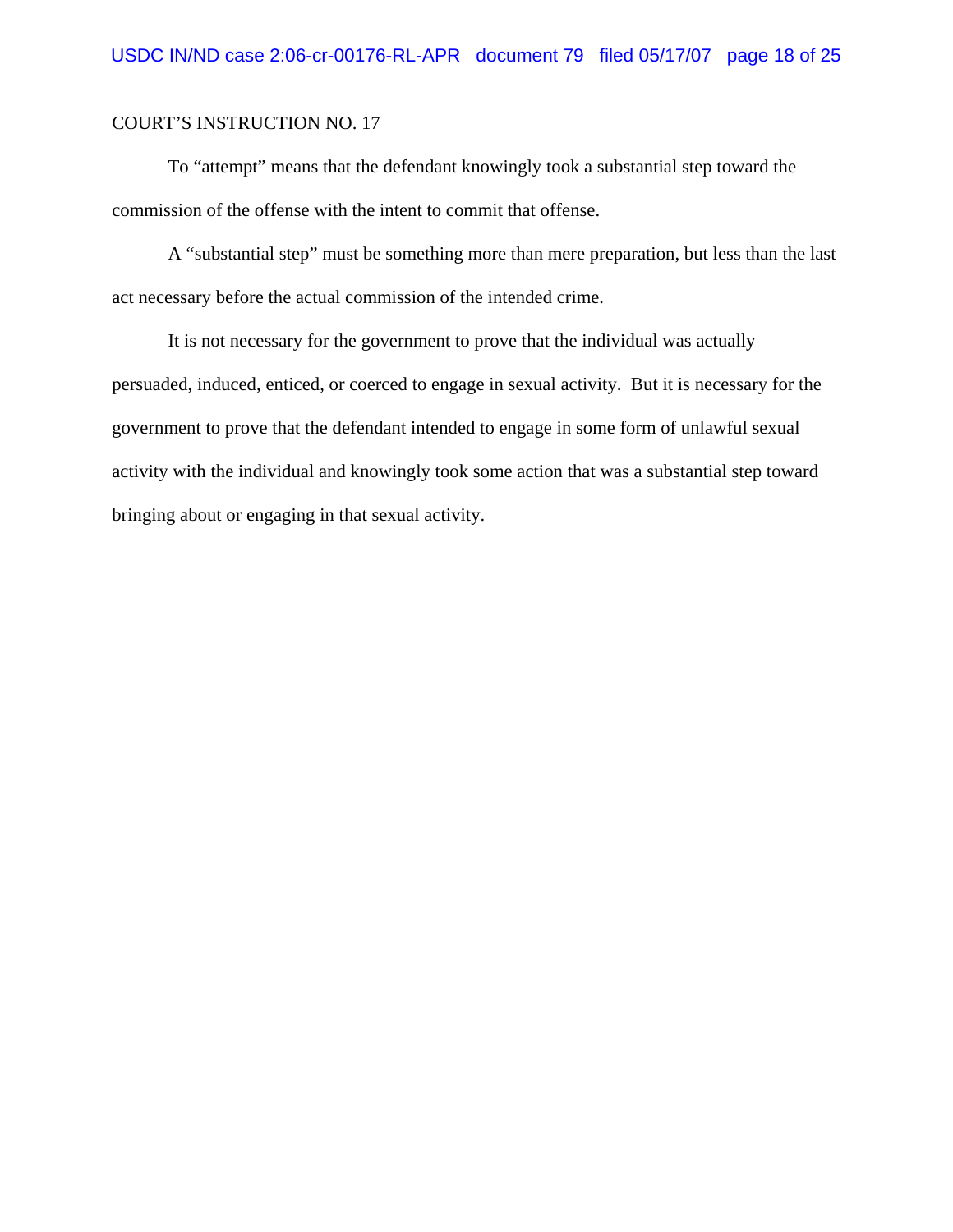COURT'S INSTRUCTION NO. 17

To "attempt" means that the defendant knowingly took a substantial step toward the commission of the offense with the intent to commit that offense.

A "substantial step" must be something more than mere preparation, but less than the last act necessary before the actual commission of the intended crime.

It is not necessary for the government to prove that the individual was actually persuaded, induced, enticed, or coerced to engage in sexual activity. But it is necessary for the government to prove that the defendant intended to engage in some form of unlawful sexual activity with the individual and knowingly took some action that was a substantial step toward bringing about or engaging in that sexual activity.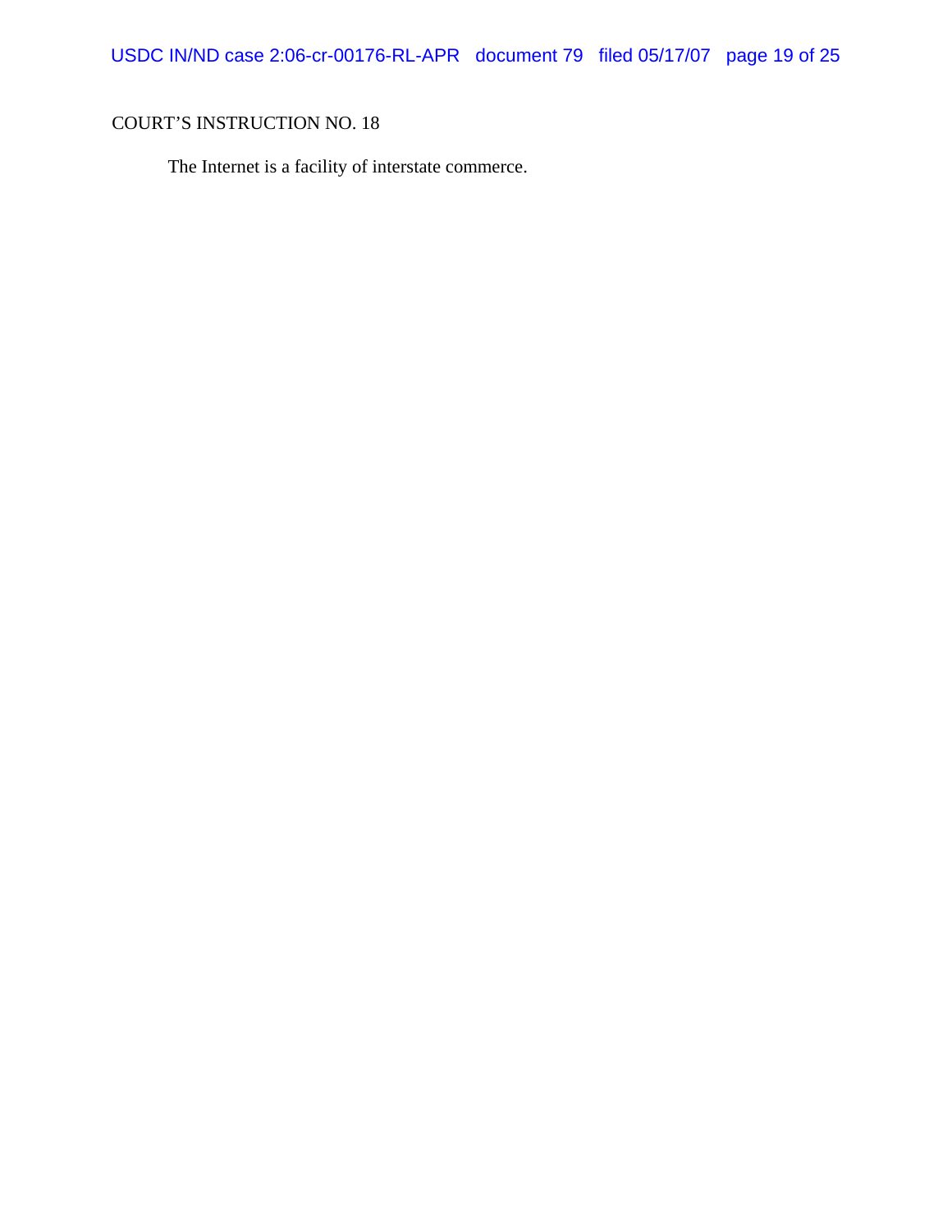COURT'S INSTRUCTION NO. 18

The Internet is a facility of interstate commerce.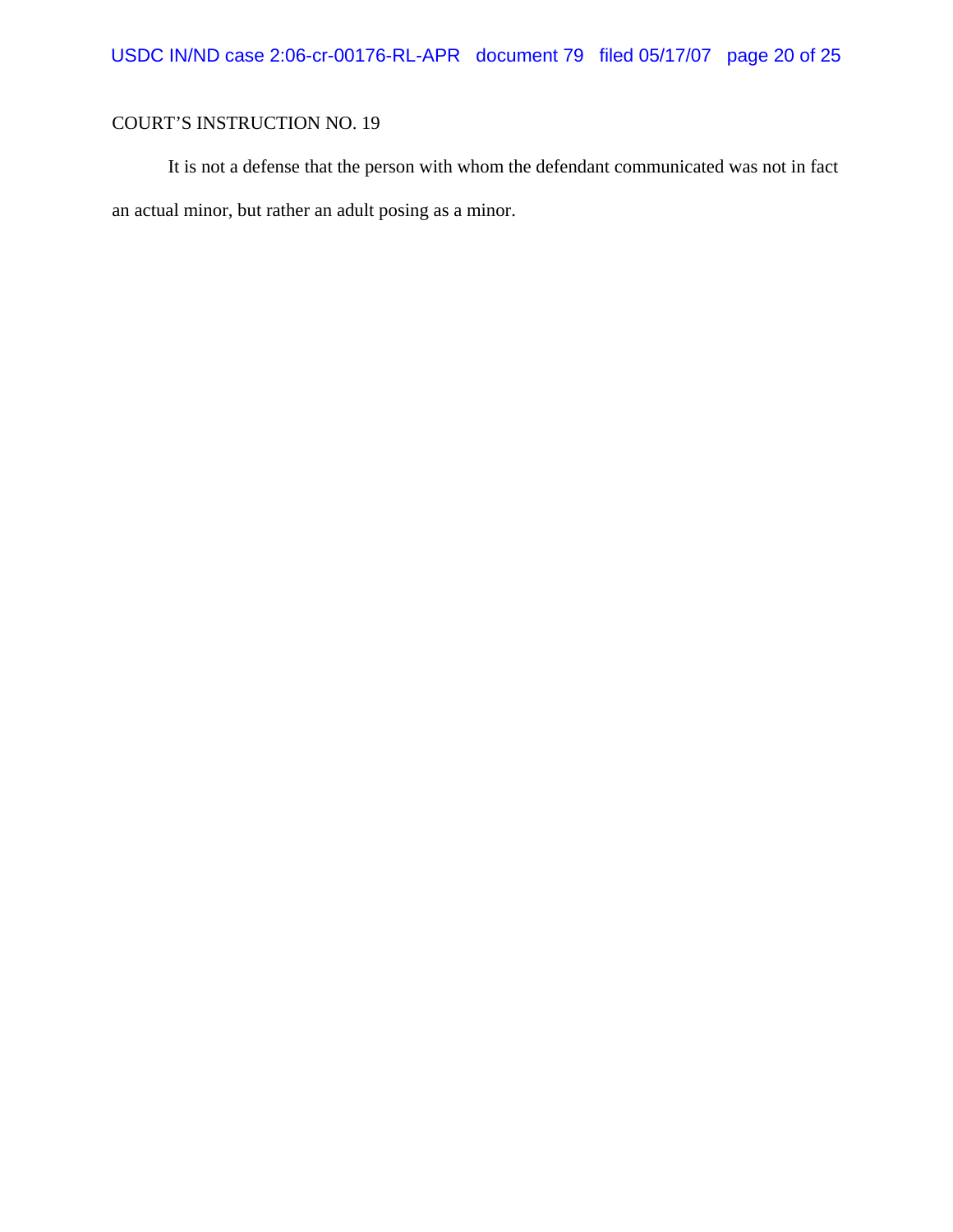COURT'S INSTRUCTION NO. 19

It is not a defense that the person with whom the defendant communicated was not in fact an actual minor, but rather an adult posing as a minor.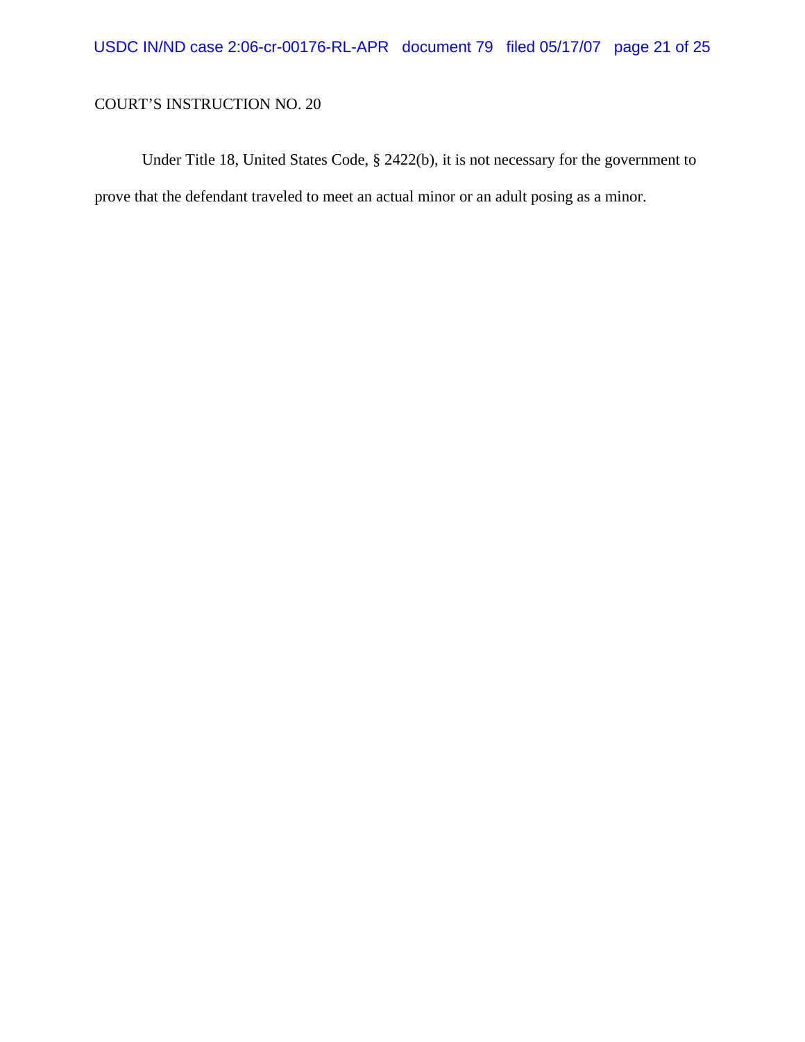COURT'S INSTRUCTION NO. 20

Under Title 18, United States Code, § 2422(b), it is not necessary for the government to prove that the defendant traveled to meet an actual minor or an adult posing as a minor.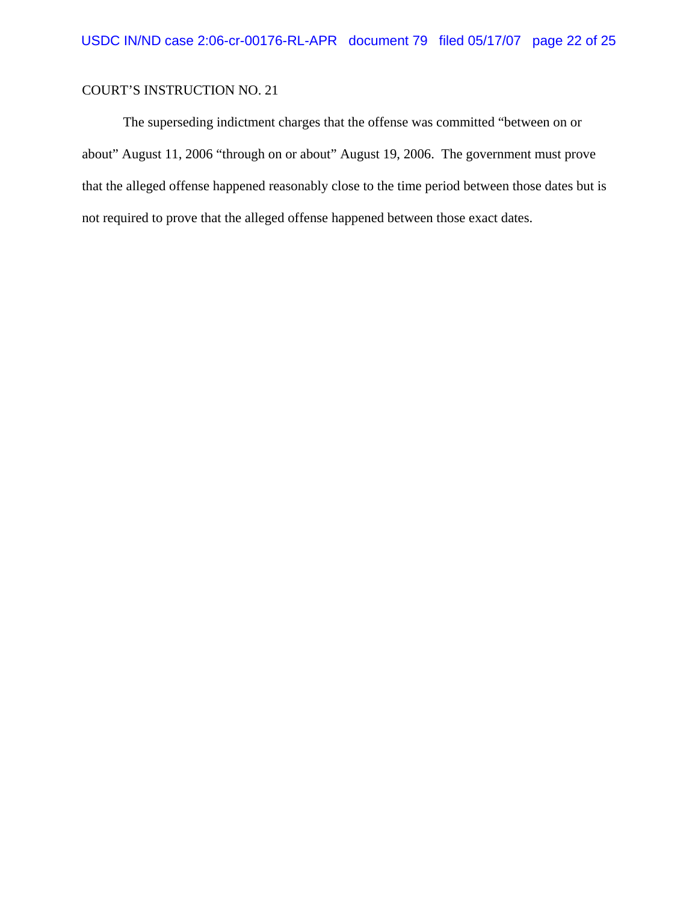COURT'S INSTRUCTION NO. 21

The superseding indictment charges that the offense was committed "between on or about" August 11, 2006 "through on or about" August 19, 2006. The government must prove that the alleged offense happened reasonably close to the time period between those dates but is not required to prove that the alleged offense happened between those exact dates.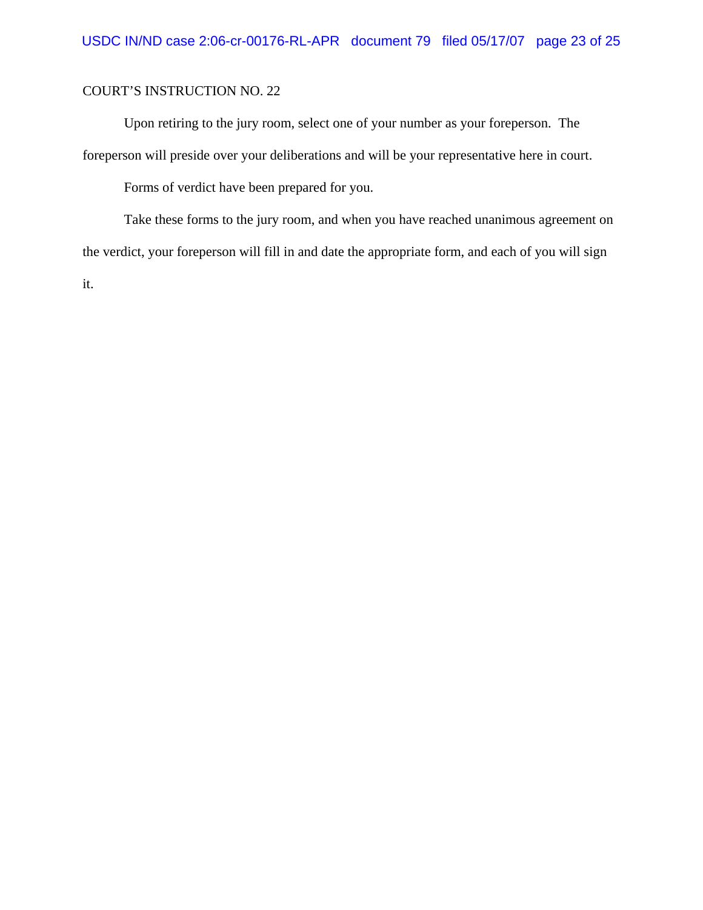COURT'S INSTRUCTION NO. 22

Upon retiring to the jury room, select one of your number as your foreperson. The foreperson will preside over your deliberations and will be your representative here in court.

Forms of verdict have been prepared for you.

Take these forms to the jury room, and when you have reached unanimous agreement on the verdict, your foreperson will fill in and date the appropriate form, and each of you will sign it.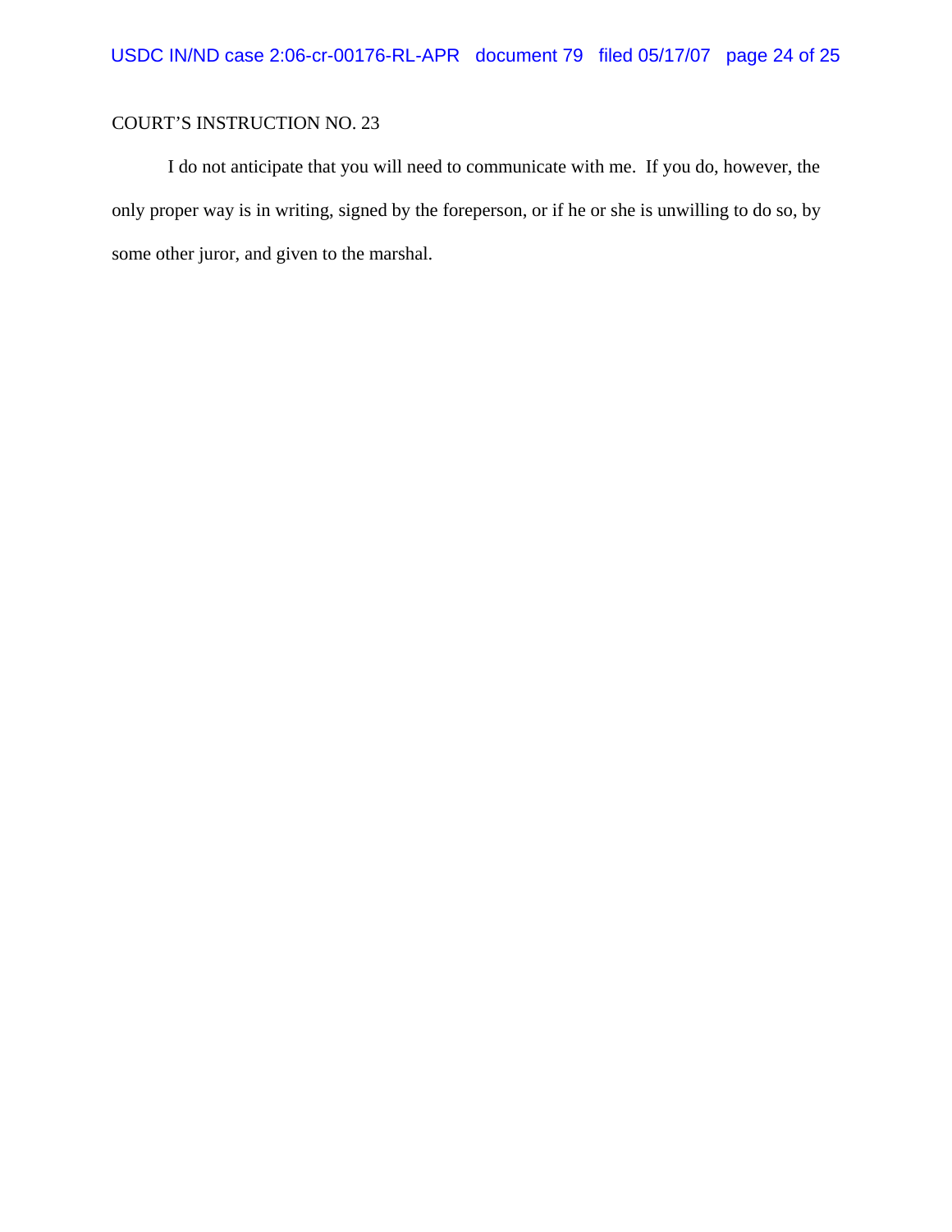COURT'S INSTRUCTION NO. 23

I do not anticipate that you will need to communicate with me. If you do, however, the only proper way is in writing, signed by the foreperson, or if he or she is unwilling to do so, by some other juror, and given to the marshal.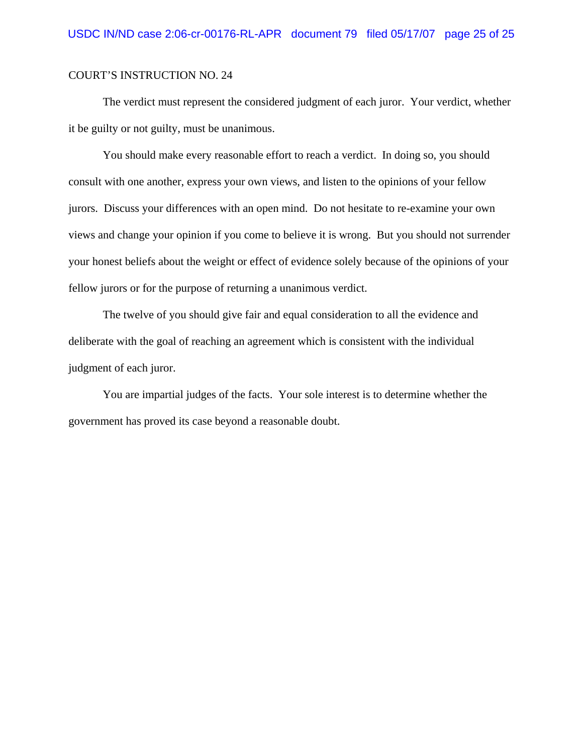COURT'S INSTRUCTION NO. 24

The verdict must represent the considered judgment of each juror. Your verdict, whether it be guilty or not guilty, must be unanimous.

You should make every reasonable effort to reach a verdict. In doing so, you should consult with one another, express your own views, and listen to the opinions of your fellow jurors. Discuss your differences with an open mind. Do not hesitate to re-examine your own views and change your opinion if you come to believe it is wrong. But you should not surrender your honest beliefs about the weight or effect of evidence solely because of the opinions of your fellow jurors or for the purpose of returning a unanimous verdict.

The twelve of you should give fair and equal consideration to all the evidence and deliberate with the goal of reaching an agreement which is consistent with the individual judgment of each juror.

You are impartial judges of the facts. Your sole interest is to determine whether the government has proved its case beyond a reasonable doubt.